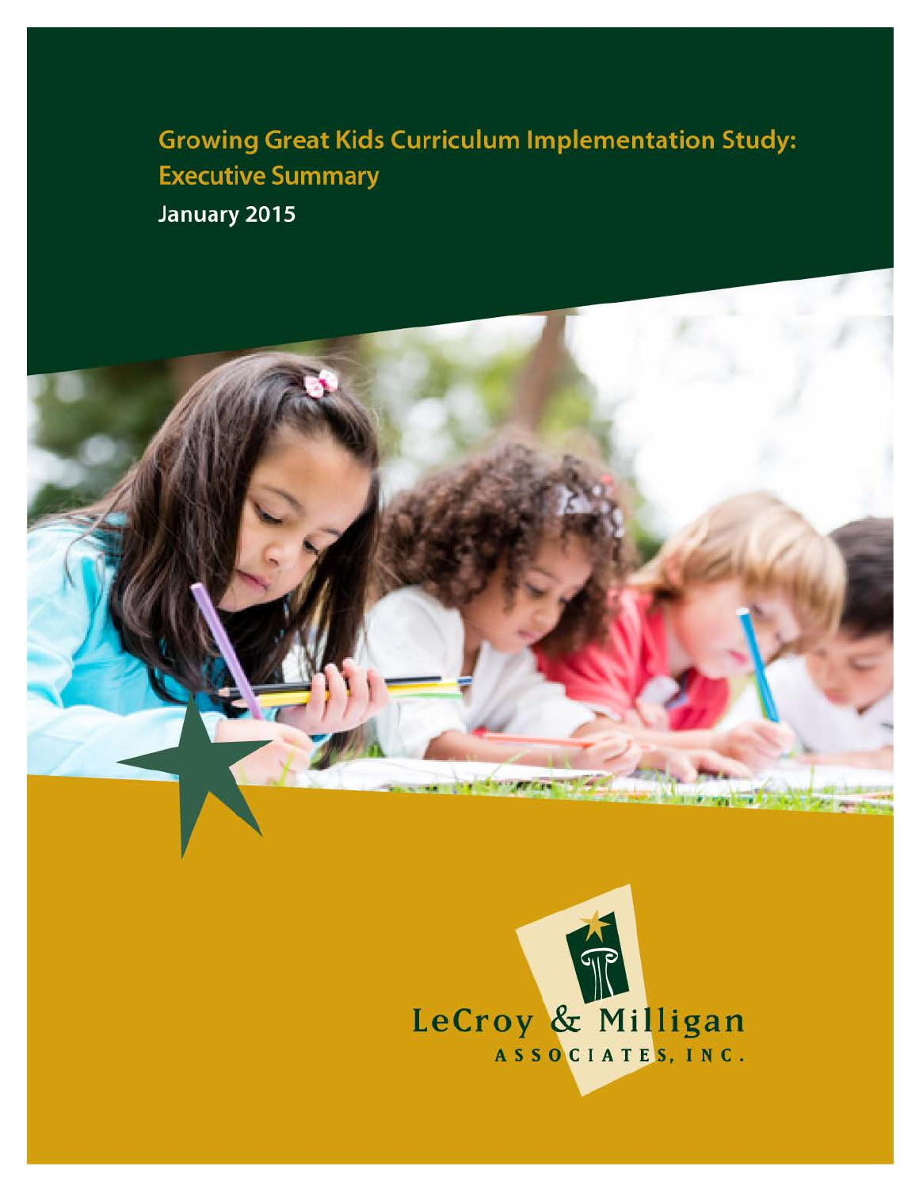# Growing Great Kids Curriculum Implementation Study: Executive Summary

**January 2015**

LeCroy & Milligan
ASSOCIATES, INC.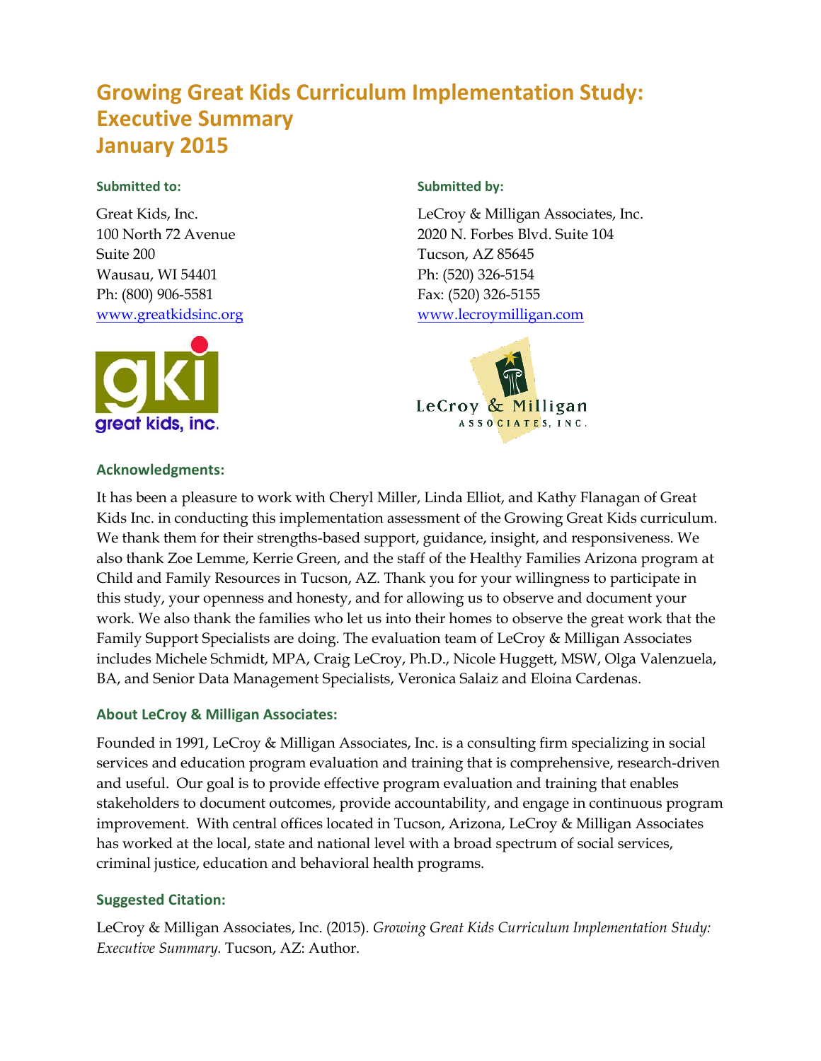# Growing Great Kids Curriculum Implementation Study: Executive Summary January 2015

**Submitted to:**

Great Kids, Inc.
100 North 72 Avenue
Suite 200
Wausau, WI 54401
Ph: (800) 906-5581
www.greatkidsinc.org

**Submitted by:**

LeCroy & Milligan Associates, Inc.
2020 N. Forbes Blvd. Suite 104
Tucson, AZ 85645
Ph: (520) 326-5154
Fax: (520) 326-5155
www.lecroymilligan.com

### Acknowledgments:

It has been a pleasure to work with Cheryl Miller, Linda Elliot, and Kathy Flanagan of Great Kids Inc. in conducting this implementation assessment of the Growing Great Kids curriculum. We thank them for their strengths-based support, guidance, insight, and responsiveness. We also thank Zoe Lemme, Kerrie Green, and the staff of the Healthy Families Arizona program at Child and Family Resources in Tucson, AZ. Thank you for your willingness to participate in this study, your openness and honesty, and for allowing us to observe and document your work. We also thank the families who let us into their homes to observe the great work that the Family Support Specialists are doing. The evaluation team of LeCroy & Milligan Associates includes Michele Schmidt, MPA, Craig LeCroy, Ph.D., Nicole Huggett, MSW, Olga Valenzuela, BA, and Senior Data Management Specialists, Veronica Salaiz and Eloina Cardenas.

### About LeCroy & Milligan Associates:

Founded in 1991, LeCroy & Milligan Associates, Inc. is a consulting firm specializing in social services and education program evaluation and training that is comprehensive, research-driven and useful. Our goal is to provide effective program evaluation and training that enables stakeholders to document outcomes, provide accountability, and engage in continuous program improvement. With central offices located in Tucson, Arizona, LeCroy & Milligan Associates has worked at the local, state and national level with a broad spectrum of social services, criminal justice, education and behavioral health programs.

### Suggested Citation:

LeCroy & Milligan Associates, Inc. (2015). *Growing Great Kids Curriculum Implementation Study: Executive Summary.* Tucson, AZ: Author.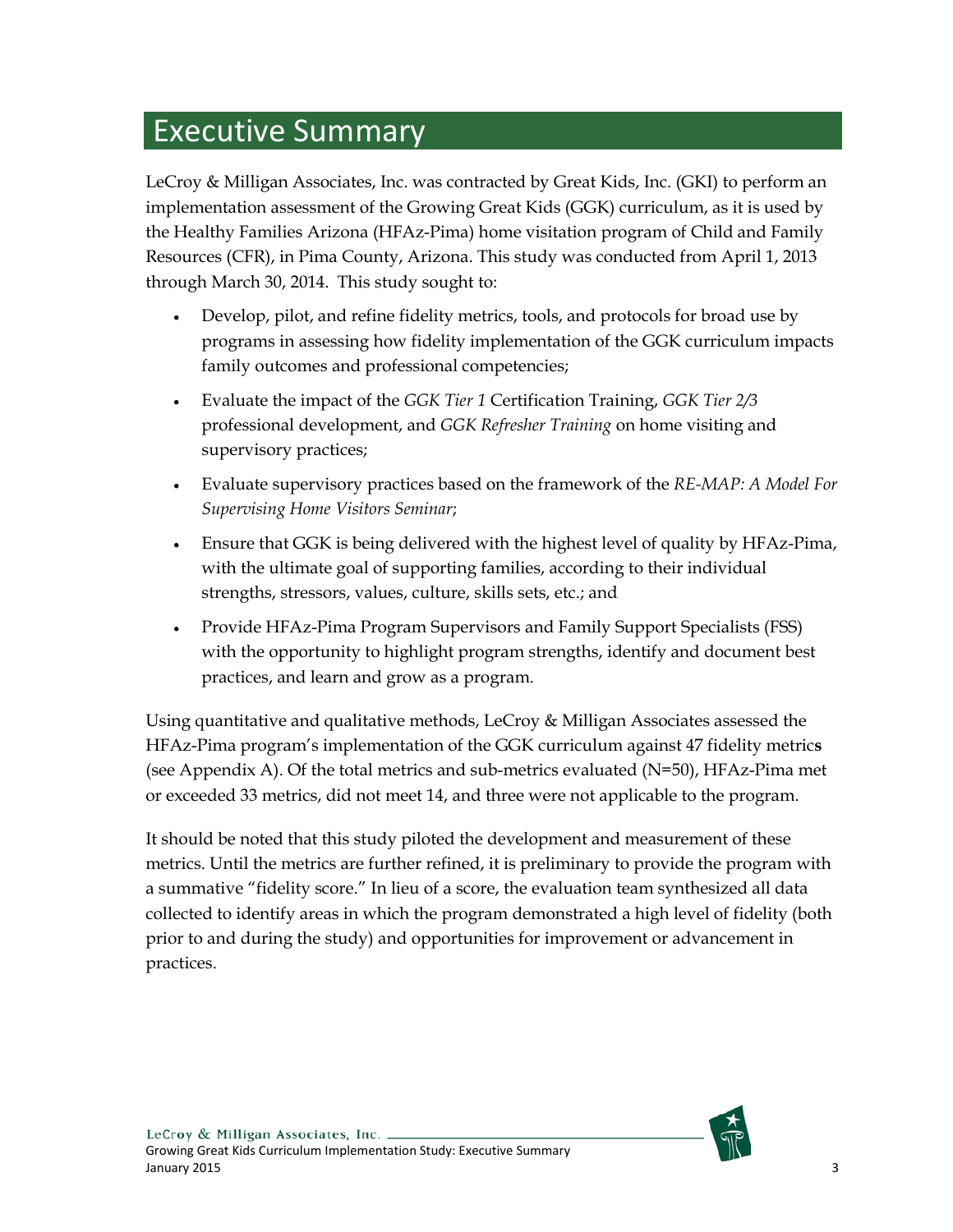# Executive Summary

LeCroy & Milligan Associates, Inc. was contracted by Great Kids, Inc. (GKI) to perform an implementation assessment of the Growing Great Kids (GGK) curriculum, as it is used by the Healthy Families Arizona (HFAz-Pima) home visitation program of Child and Family Resources (CFR), in Pima County, Arizona. This study was conducted from April 1, 2013 through March 30, 2014. This study sought to:

- Develop, pilot, and refine fidelity metrics, tools, and protocols for broad use by programs in assessing how fidelity implementation of the GGK curriculum impacts family outcomes and professional competencies;
- Evaluate the impact of the *GGK Tier 1* Certification Training, *GGK Tier 2/3* professional development, and *GGK Refresher Training* on home visiting and supervisory practices;
- Evaluate supervisory practices based on the framework of the *RE-MAP: A Model For Supervising Home Visitors Seminar*;
- Ensure that GGK is being delivered with the highest level of quality by HFAz-Pima, with the ultimate goal of supporting families, according to their individual strengths, stressors, values, culture, skills sets, etc.; and
- Provide HFAz-Pima Program Supervisors and Family Support Specialists (FSS) with the opportunity to highlight program strengths, identify and document best practices, and learn and grow as a program.

Using quantitative and qualitative methods, LeCroy & Milligan Associates assessed the HFAz-Pima program's implementation of the GGK curriculum against 47 fidelity metrics (see Appendix A). Of the total metrics and sub-metrics evaluated (N=50), HFAz-Pima met or exceeded 33 metrics, did not meet 14, and three were not applicable to the program.

It should be noted that this study piloted the development and measurement of these metrics. Until the metrics are further refined, it is preliminary to provide the program with a summative "fidelity score." In lieu of a score, the evaluation team synthesized all data collected to identify areas in which the program demonstrated a high level of fidelity (both prior to and during the study) and opportunities for improvement or advancement in practices.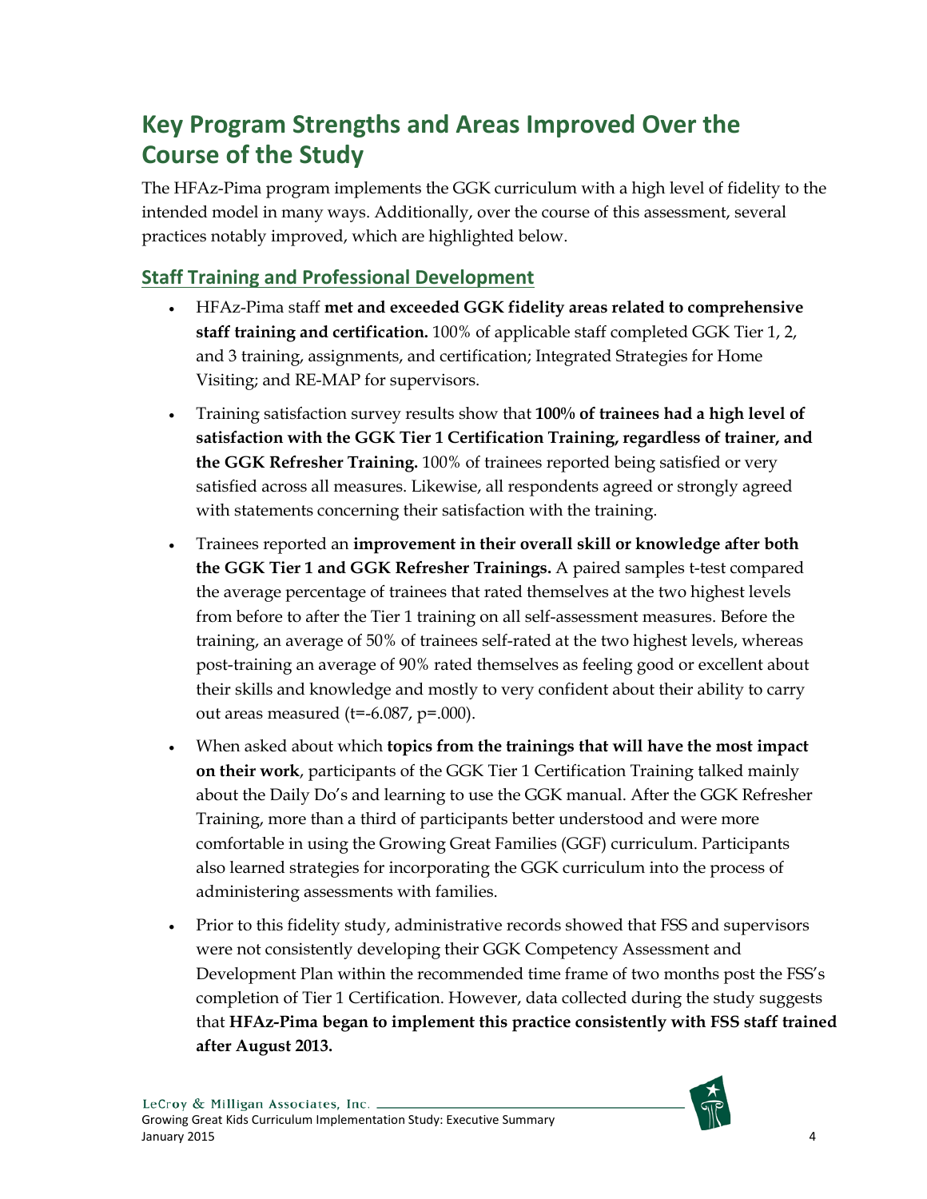# Key Program Strengths and Areas Improved Over the Course of the Study

The HFAz-Pima program implements the GGK curriculum with a high level of fidelity to the intended model in many ways. Additionally, over the course of this assessment, several practices notably improved, which are highlighted below.

## Staff Training and Professional Development

- HFAz-Pima staff **met and exceeded GGK fidelity areas related to comprehensive staff training and certification.** 100% of applicable staff completed GGK Tier 1, 2, and 3 training, assignments, and certification; Integrated Strategies for Home Visiting; and RE-MAP for supervisors.
- Training satisfaction survey results show that **100% of trainees had a high level of satisfaction with the GGK Tier 1 Certification Training, regardless of trainer, and the GGK Refresher Training.** 100% of trainees reported being satisfied or very satisfied across all measures. Likewise, all respondents agreed or strongly agreed with statements concerning their satisfaction with the training.
- Trainees reported an **improvement in their overall skill or knowledge after both the GGK Tier 1 and GGK Refresher Trainings.** A paired samples t-test compared the average percentage of trainees that rated themselves at the two highest levels from before to after the Tier 1 training on all self-assessment measures. Before the training, an average of 50% of trainees self-rated at the two highest levels, whereas post-training an average of 90% rated themselves as feeling good or excellent about their skills and knowledge and mostly to very confident about their ability to carry out areas measured ($t=-6.087$, $p=.000$).
- When asked about which **topics from the trainings that will have the most impact on their work**, participants of the GGK Tier 1 Certification Training talked mainly about the Daily Do's and learning to use the GGK manual. After the GGK Refresher Training, more than a third of participants better understood and were more comfortable in using the Growing Great Families (GGF) curriculum. Participants also learned strategies for incorporating the GGK curriculum into the process of administering assessments with families.
- Prior to this fidelity study, administrative records showed that FSS and supervisors were not consistently developing their GGK Competency Assessment and Development Plan within the recommended time frame of two months post the FSS's completion of Tier 1 Certification. However, data collected during the study suggests that **HFAz-Pima began to implement this practice consistently with FSS staff trained after August 2013.**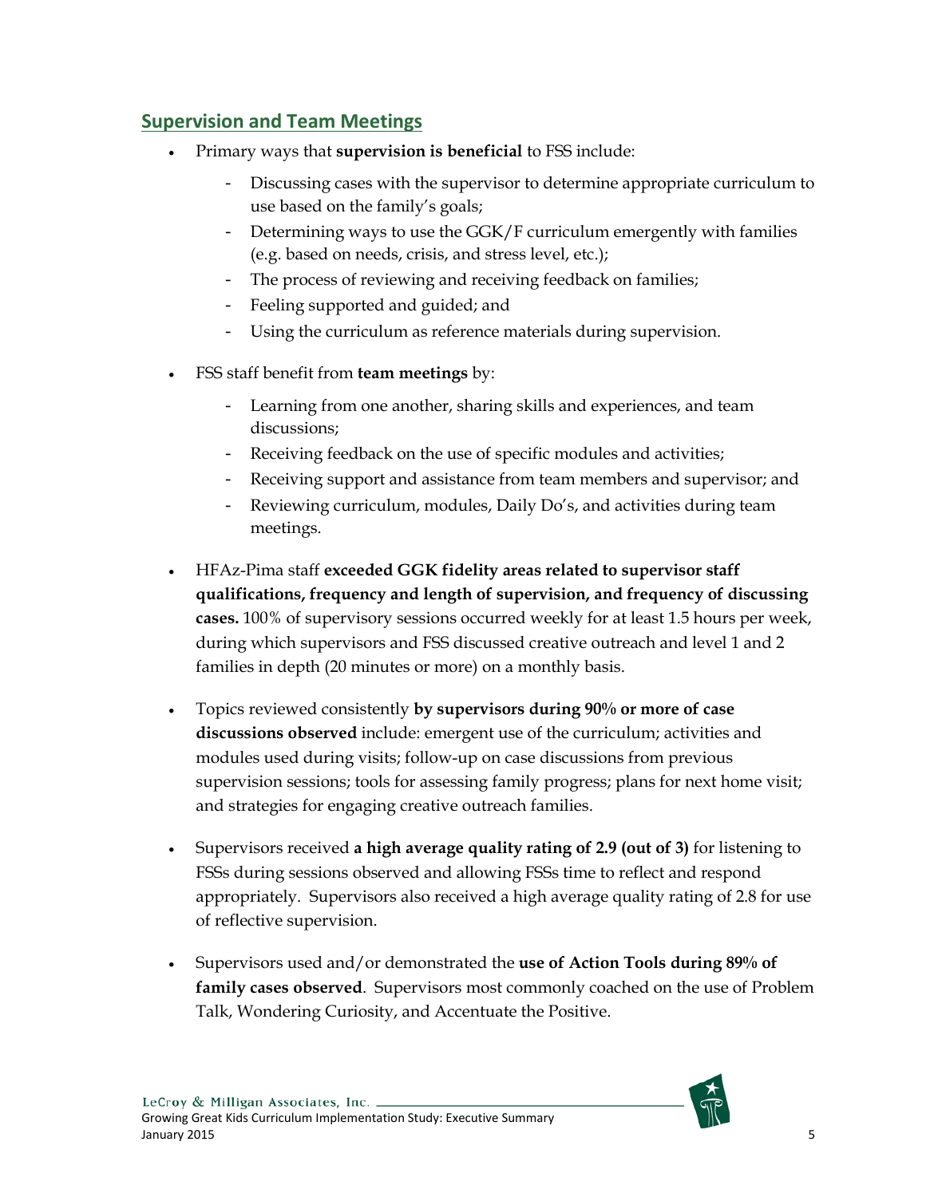## Supervision and Team Meetings

- Primary ways that **supervision is beneficial** to FSS include:
  - Discussing cases with the supervisor to determine appropriate curriculum to use based on the family's goals;
  - Determining ways to use the GGK/F curriculum emergently with families (e.g. based on needs, crisis, and stress level, etc.);
  - The process of reviewing and receiving feedback on families;
  - Feeling supported and guided; and
  - Using the curriculum as reference materials during supervision.
- FSS staff benefit from **team meetings** by:
  - Learning from one another, sharing skills and experiences, and team discussions;
  - Receiving feedback on the use of specific modules and activities;
  - Receiving support and assistance from team members and supervisor; and
  - Reviewing curriculum, modules, Daily Do's, and activities during team meetings.
- HFAz-Pima staff **exceeded GGK fidelity areas related to supervisor staff qualifications, frequency and length of supervision, and frequency of discussing cases.** 100% of supervisory sessions occurred weekly for at least 1.5 hours per week, during which supervisors and FSS discussed creative outreach and level 1 and 2 families in depth (20 minutes or more) on a monthly basis.
- Topics reviewed consistently **by supervisors during 90% or more of case discussions observed** include: emergent use of the curriculum; activities and modules used during visits; follow-up on case discussions from previous supervision sessions; tools for assessing family progress; plans for next home visit; and strategies for engaging creative outreach families.
- Supervisors received **a high average quality rating of 2.9 (out of 3)** for listening to FSSs during sessions observed and allowing FSSs time to reflect and respond appropriately. Supervisors also received a high average quality rating of 2.8 for use of reflective supervision.
- Supervisors used and/or demonstrated the **use of Action Tools during 89% of family cases observed**. Supervisors most commonly coached on the use of Problem Talk, Wondering Curiosity, and Accentuate the Positive.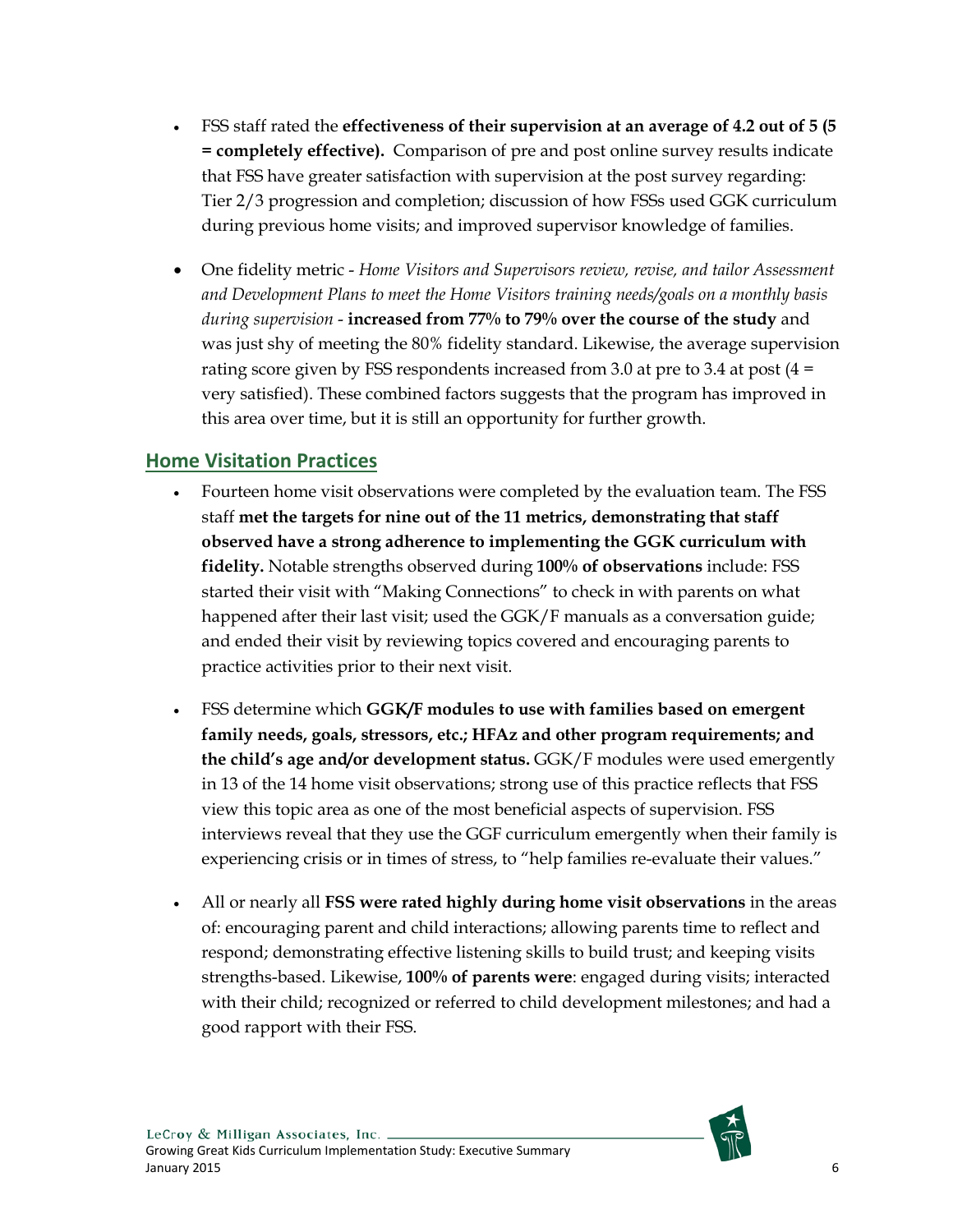- FSS staff rated the **effectiveness of their supervision at an average of 4.2 out of 5 (5 = completely effective).** Comparison of pre and post online survey results indicate that FSS have greater satisfaction with supervision at the post survey regarding: Tier 2/3 progression and completion; discussion of how FSSs used GGK curriculum during previous home visits; and improved supervisor knowledge of families.

- One fidelity metric - *Home Visitors and Supervisors review, revise, and tailor Assessment and Development Plans to meet the Home Visitors training needs/goals on a monthly basis during supervision* - **increased from 77% to 79% over the course of the study** and was just shy of meeting the 80% fidelity standard. Likewise, the average supervision rating score given by FSS respondents increased from 3.0 at pre to 3.4 at post (4 = very satisfied). These combined factors suggests that the program has improved in this area over time, but it is still an opportunity for further growth.

## Home Visitation Practices

- Fourteen home visit observations were completed by the evaluation team. The FSS staff **met the targets for nine out of the 11 metrics, demonstrating that staff observed have a strong adherence to implementing the GGK curriculum with fidelity.** Notable strengths observed during **100% of observations** include: FSS started their visit with "Making Connections" to check in with parents on what happened after their last visit; used the GGK/F manuals as a conversation guide; and ended their visit by reviewing topics covered and encouraging parents to practice activities prior to their next visit.

- FSS determine which **GGK/F modules to use with families based on emergent family needs, goals, stressors, etc.; HFAz and other program requirements; and the child's age and/or development status.** GGK/F modules were used emergently in 13 of the 14 home visit observations; strong use of this practice reflects that FSS view this topic area as one of the most beneficial aspects of supervision. FSS interviews reveal that they use the GGF curriculum emergently when their family is experiencing crisis or in times of stress, to "help families re-evaluate their values."

- All or nearly all **FSS were rated highly during home visit observations** in the areas of: encouraging parent and child interactions; allowing parents time to reflect and respond; demonstrating effective listening skills to build trust; and keeping visits strengths-based. Likewise, **100% of parents were**: engaged during visits; interacted with their child; recognized or referred to child development milestones; and had a good rapport with their FSS.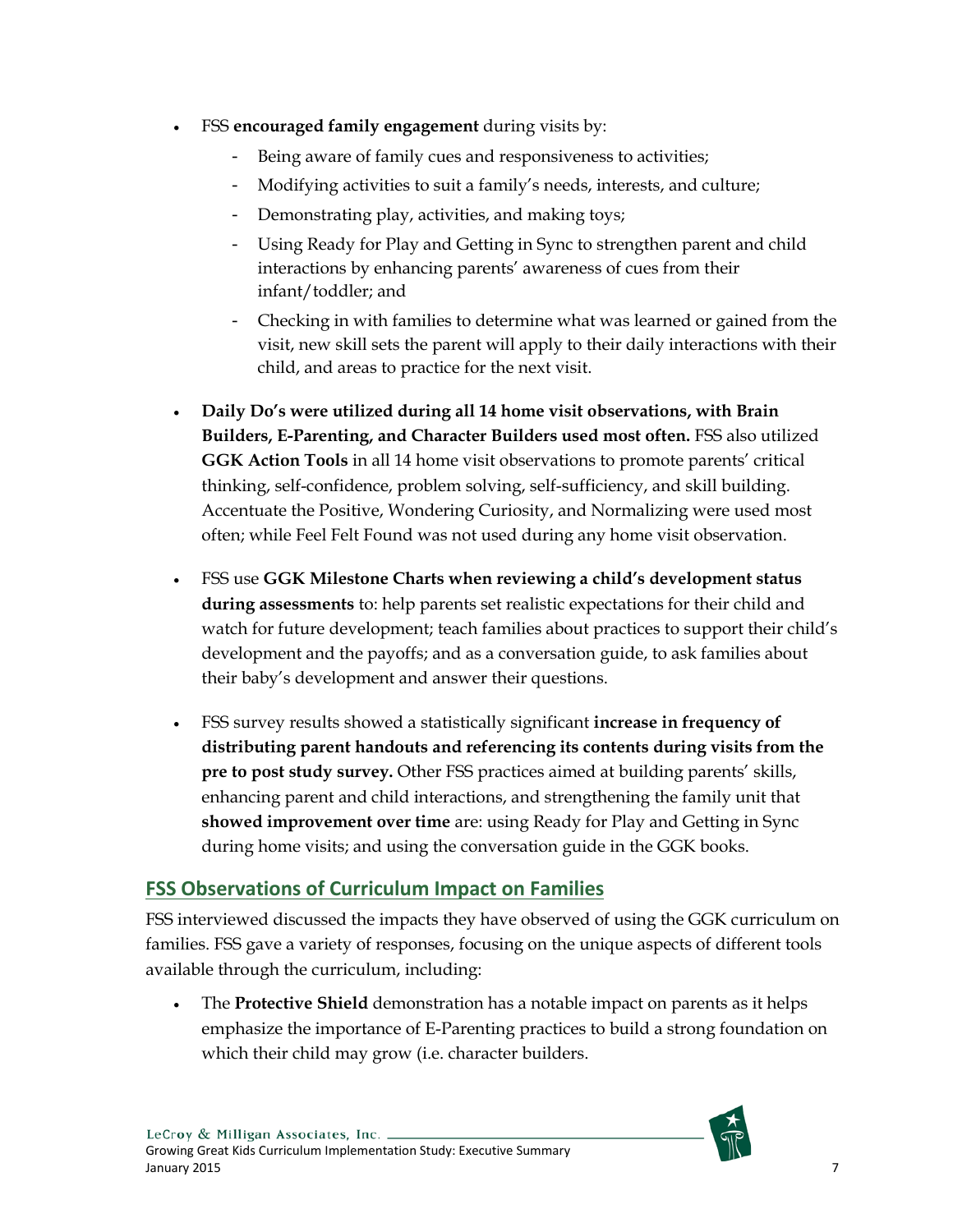- FSS **encouraged family engagement** during visits by:
  - Being aware of family cues and responsiveness to activities;
  - Modifying activities to suit a family's needs, interests, and culture;
  - Demonstrating play, activities, and making toys;
  - Using Ready for Play and Getting in Sync to strengthen parent and child interactions by enhancing parents' awareness of cues from their infant/toddler; and
  - Checking in with families to determine what was learned or gained from the visit, new skill sets the parent will apply to their daily interactions with their child, and areas to practice for the next visit.
- **Daily Do's were utilized during all 14 home visit observations, with Brain Builders, E-Parenting, and Character Builders used most often.** FSS also utilized **GGK Action Tools** in all 14 home visit observations to promote parents' critical thinking, self-confidence, problem solving, self-sufficiency, and skill building. Accentuate the Positive, Wondering Curiosity, and Normalizing were used most often; while Feel Felt Found was not used during any home visit observation.
- FSS use **GGK Milestone Charts when reviewing a child's development status during assessments** to: help parents set realistic expectations for their child and watch for future development; teach families about practices to support their child's development and the payoffs; and as a conversation guide, to ask families about their baby's development and answer their questions.
- FSS survey results showed a statistically significant **increase in frequency of distributing parent handouts and referencing its contents during visits from the pre to post study survey.** Other FSS practices aimed at building parents' skills, enhancing parent and child interactions, and strengthening the family unit that **showed improvement over time** are: using Ready for Play and Getting in Sync during home visits; and using the conversation guide in the GGK books.

## FSS Observations of Curriculum Impact on Families

FSS interviewed discussed the impacts they have observed of using the GGK curriculum on families. FSS gave a variety of responses, focusing on the unique aspects of different tools available through the curriculum, including:

- The **Protective Shield** demonstration has a notable impact on parents as it helps emphasize the importance of E-Parenting practices to build a strong foundation on which their child may grow (i.e. character builders.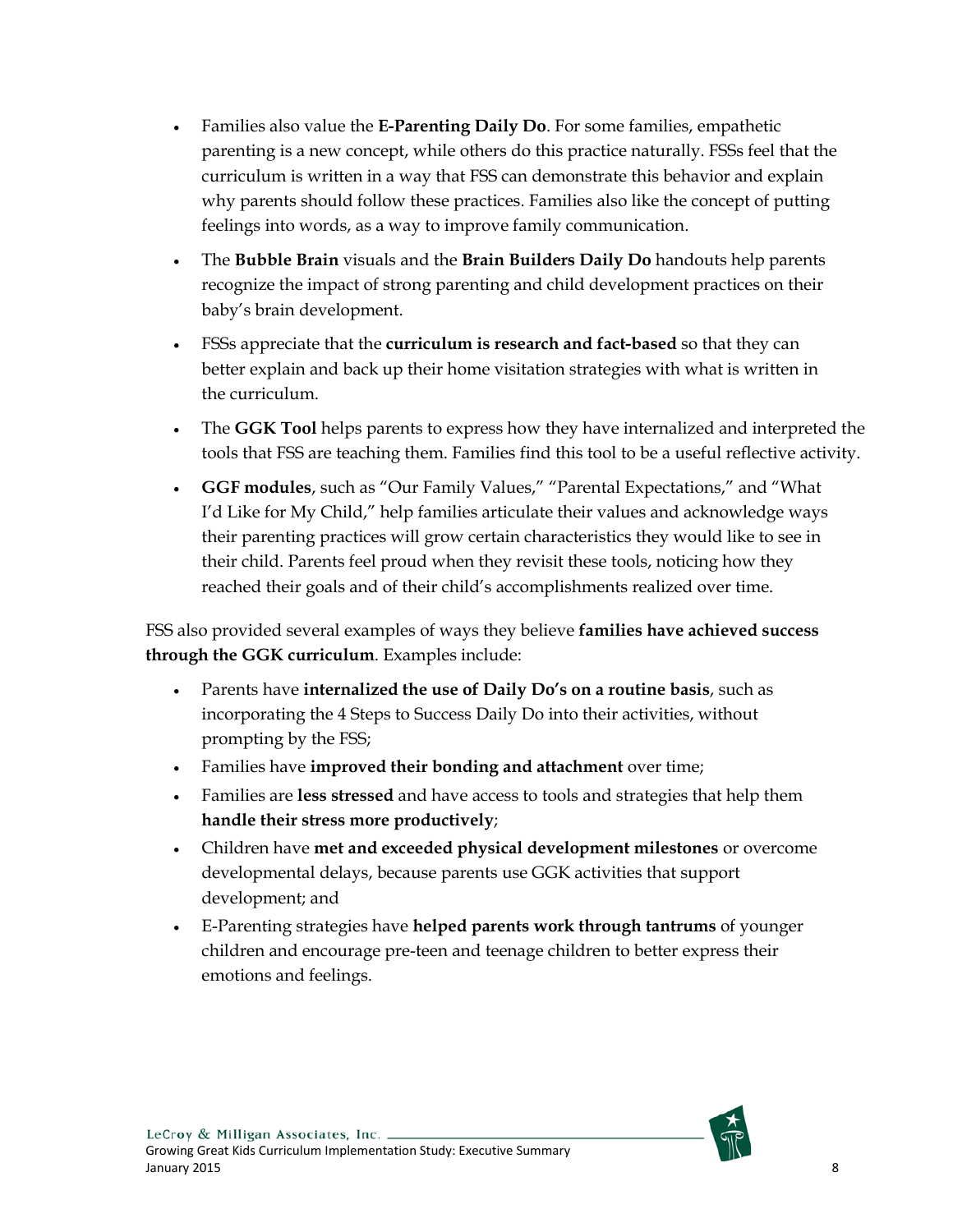- Families also value the **E-Parenting Daily Do**. For some families, empathetic parenting is a new concept, while others do this practice naturally. FSSs feel that the curriculum is written in a way that FSS can demonstrate this behavior and explain why parents should follow these practices. Families also like the concept of putting feelings into words, as a way to improve family communication.
- The **Bubble Brain** visuals and the **Brain Builders Daily Do** handouts help parents recognize the impact of strong parenting and child development practices on their baby's brain development.
- FSSs appreciate that the **curriculum is research and fact-based** so that they can better explain and back up their home visitation strategies with what is written in the curriculum.
- The **GGK Tool** helps parents to express how they have internalized and interpreted the tools that FSS are teaching them. Families find this tool to be a useful reflective activity.
- **GGF modules**, such as "Our Family Values," "Parental Expectations," and "What I'd Like for My Child," help families articulate their values and acknowledge ways their parenting practices will grow certain characteristics they would like to see in their child. Parents feel proud when they revisit these tools, noticing how they reached their goals and of their child's accomplishments realized over time.

FSS also provided several examples of ways they believe **families have achieved success through the GGK curriculum**. Examples include:

- Parents have **internalized the use of Daily Do's on a routine basis**, such as incorporating the 4 Steps to Success Daily Do into their activities, without prompting by the FSS;
- Families have **improved their bonding and attachment** over time;
- Families are **less stressed** and have access to tools and strategies that help them **handle their stress more productively**;
- Children have **met and exceeded physical development milestones** or overcome developmental delays, because parents use GGK activities that support development; and
- E-Parenting strategies have **helped parents work through tantrums** of younger children and encourage pre-teen and teenage children to better express their emotions and feelings.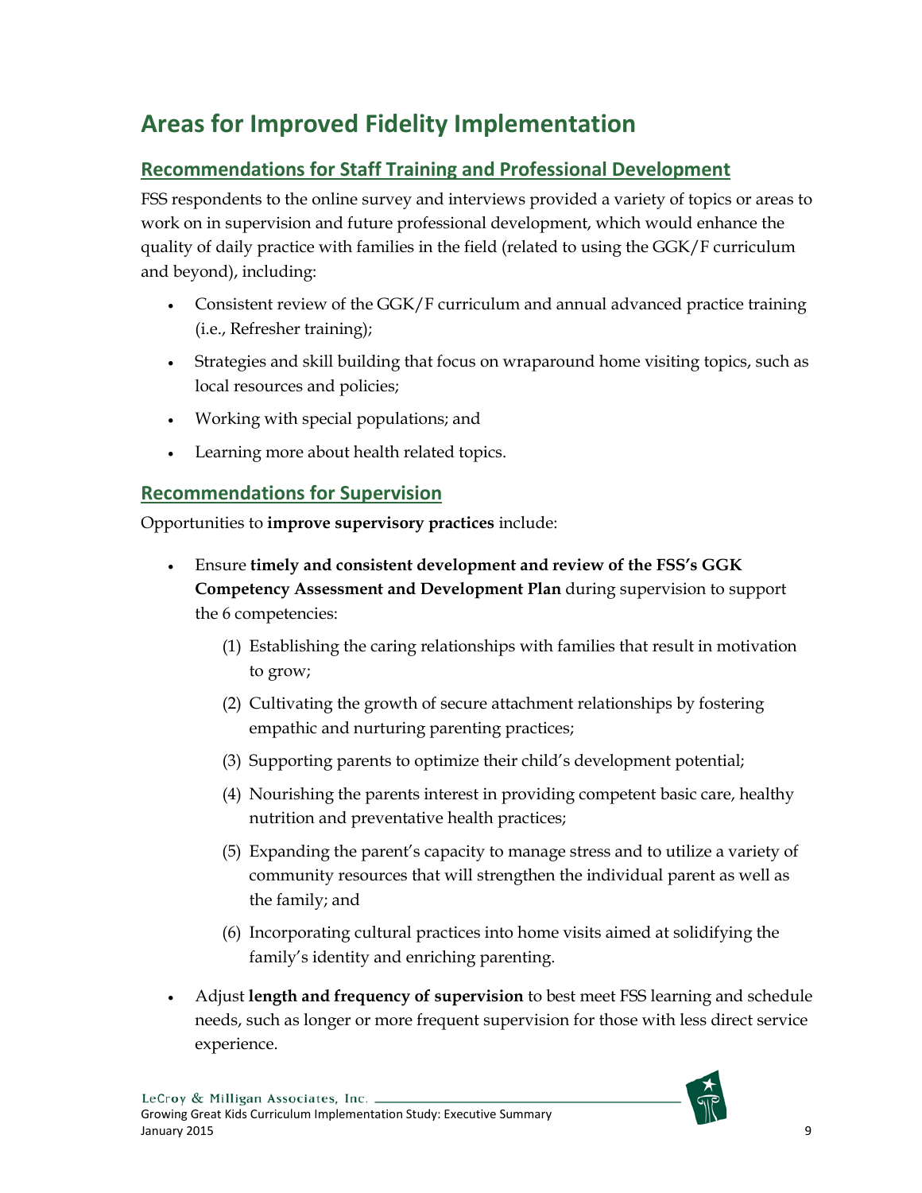# Areas for Improved Fidelity Implementation

## Recommendations for Staff Training and Professional Development

FSS respondents to the online survey and interviews provided a variety of topics or areas to work on in supervision and future professional development, which would enhance the quality of daily practice with families in the field (related to using the GGK/F curriculum and beyond), including:

- Consistent review of the GGK/F curriculum and annual advanced practice training (i.e., Refresher training);
- Strategies and skill building that focus on wraparound home visiting topics, such as local resources and policies;
- Working with special populations; and
- Learning more about health related topics.

## Recommendations for Supervision

Opportunities to **improve supervisory practices** include:

- Ensure **timely and consistent development and review of the FSS's GGK Competency Assessment and Development Plan** during supervision to support the 6 competencies:
    (1) Establishing the caring relationships with families that result in motivation to grow;

    (2) Cultivating the growth of secure attachment relationships by fostering empathic and nurturing parenting practices;

    (3) Supporting parents to optimize their child's development potential;

    (4) Nourishing the parents interest in providing competent basic care, healthy nutrition and preventative health practices;

    (5) Expanding the parent's capacity to manage stress and to utilize a variety of community resources that will strengthen the individual parent as well as the family; and

    (6) Incorporating cultural practices into home visits aimed at solidifying the family's identity and enriching parenting.
- Adjust **length and frequency of supervision** to best meet FSS learning and schedule needs, such as longer or more frequent supervision for those with less direct service experience.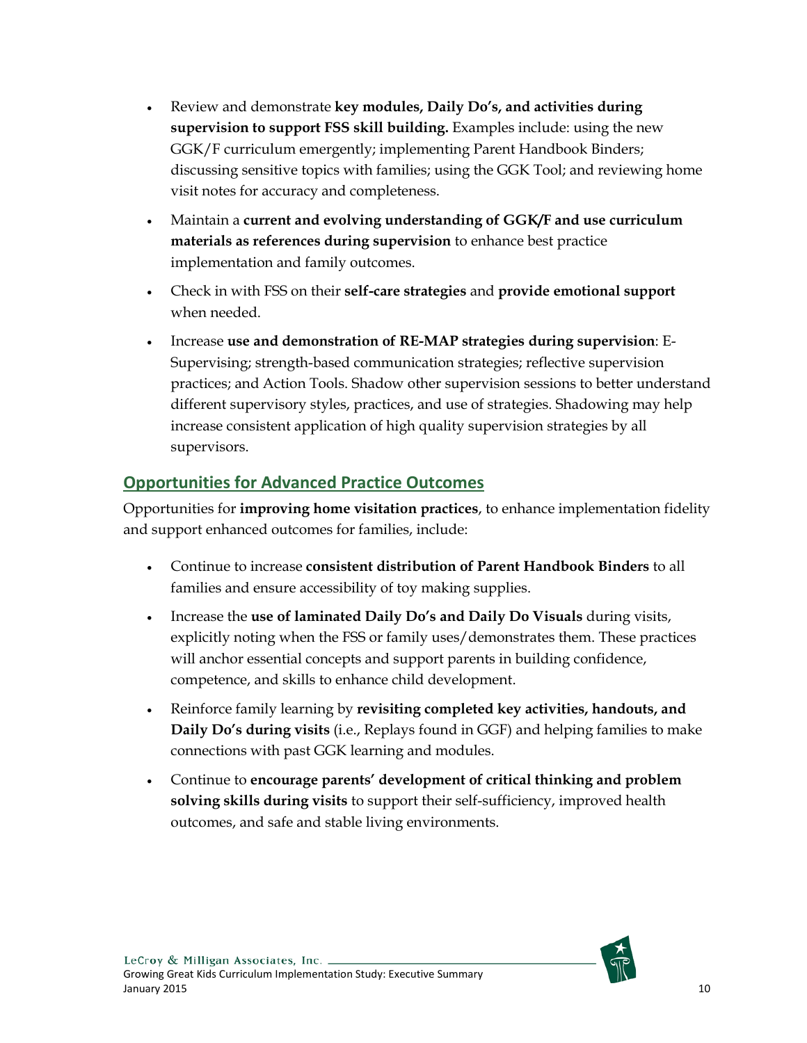- Review and demonstrate **key modules, Daily Do's, and activities during supervision to support FSS skill building.** Examples include: using the new GGK/F curriculum emergently; implementing Parent Handbook Binders; discussing sensitive topics with families; using the GGK Tool; and reviewing home visit notes for accuracy and completeness.
- Maintain a **current and evolving understanding of GGK/F and use curriculum materials as references during supervision** to enhance best practice implementation and family outcomes.
- Check in with FSS on their **self-care strategies** and **provide emotional support** when needed.
- Increase **use and demonstration of RE-MAP strategies during supervision**: E-Supervising; strength-based communication strategies; reflective supervision practices; and Action Tools. Shadow other supervision sessions to better understand different supervisory styles, practices, and use of strategies. Shadowing may help increase consistent application of high quality supervision strategies by all supervisors.

## Opportunities for Advanced Practice Outcomes

Opportunities for **improving home visitation practices**, to enhance implementation fidelity and support enhanced outcomes for families, include:

- Continue to increase **consistent distribution of Parent Handbook Binders** to all families and ensure accessibility of toy making supplies.
- Increase the **use of laminated Daily Do's and Daily Do Visuals** during visits, explicitly noting when the FSS or family uses/demonstrates them. These practices will anchor essential concepts and support parents in building confidence, competence, and skills to enhance child development.
- Reinforce family learning by **revisiting completed key activities, handouts, and Daily Do's during visits** (i.e., Replays found in GGF) and helping families to make connections with past GGK learning and modules.
- Continue to **encourage parents' development of critical thinking and problem solving skills during visits** to support their self-sufficiency, improved health outcomes, and safe and stable living environments.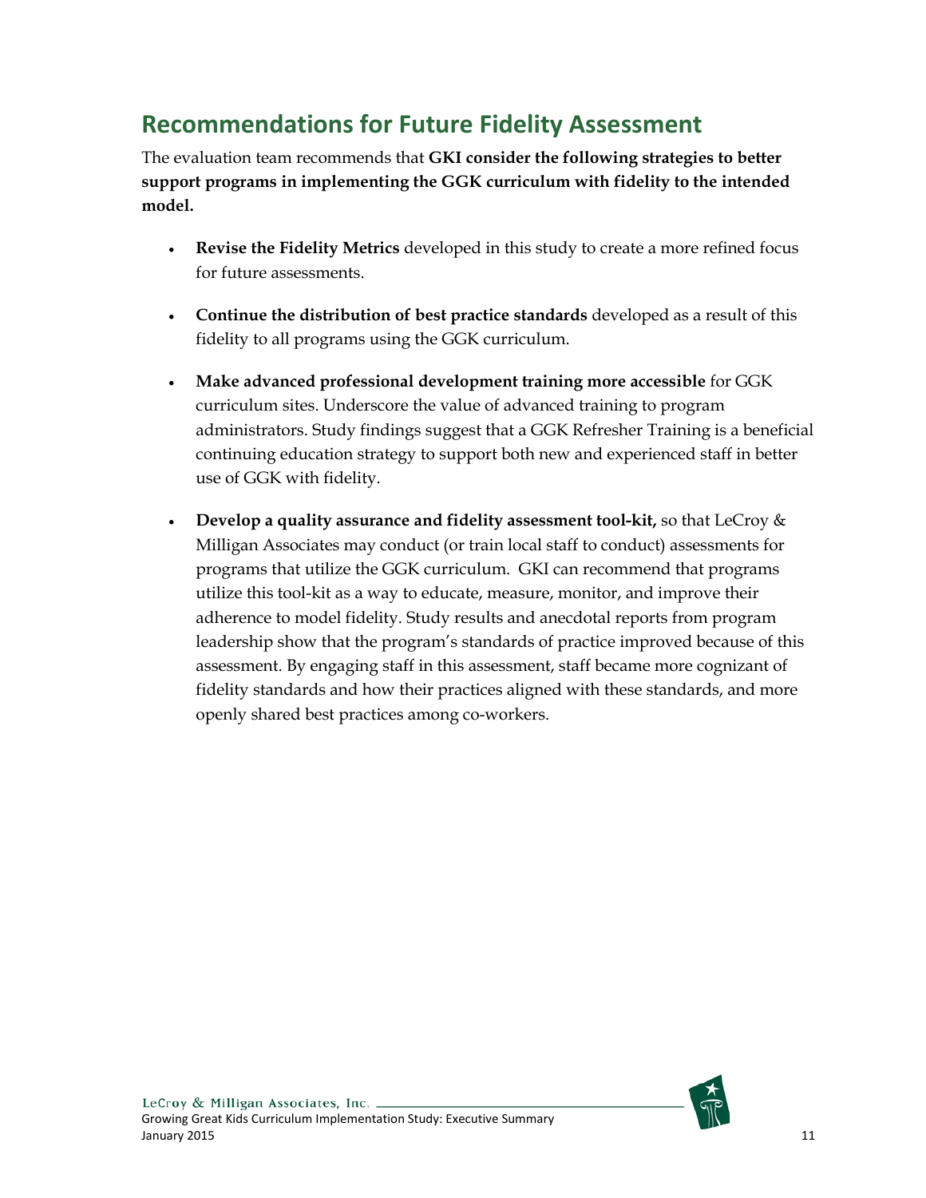## Recommendations for Future Fidelity Assessment

The evaluation team recommends that **GKI consider the following strategies to better support programs in implementing the GGK curriculum with fidelity to the intended model.**

- **Revise the Fidelity Metrics** developed in this study to create a more refined focus for future assessments.
- **Continue the distribution of best practice standards** developed as a result of this fidelity to all programs using the GGK curriculum.
- **Make advanced professional development training more accessible** for GGK curriculum sites. Underscore the value of advanced training to program administrators. Study findings suggest that a GGK Refresher Training is a beneficial continuing education strategy to support both new and experienced staff in better use of GGK with fidelity.
- **Develop a quality assurance and fidelity assessment tool-kit,** so that LeCroy & Milligan Associates may conduct (or train local staff to conduct) assessments for programs that utilize the GGK curriculum. GKI can recommend that programs utilize this tool-kit as a way to educate, measure, monitor, and improve their adherence to model fidelity. Study results and anecdotal reports from program leadership show that the program's standards of practice improved because of this assessment. By engaging staff in this assessment, staff became more cognizant of fidelity standards and how their practices aligned with these standards, and more openly shared best practices among co-workers.